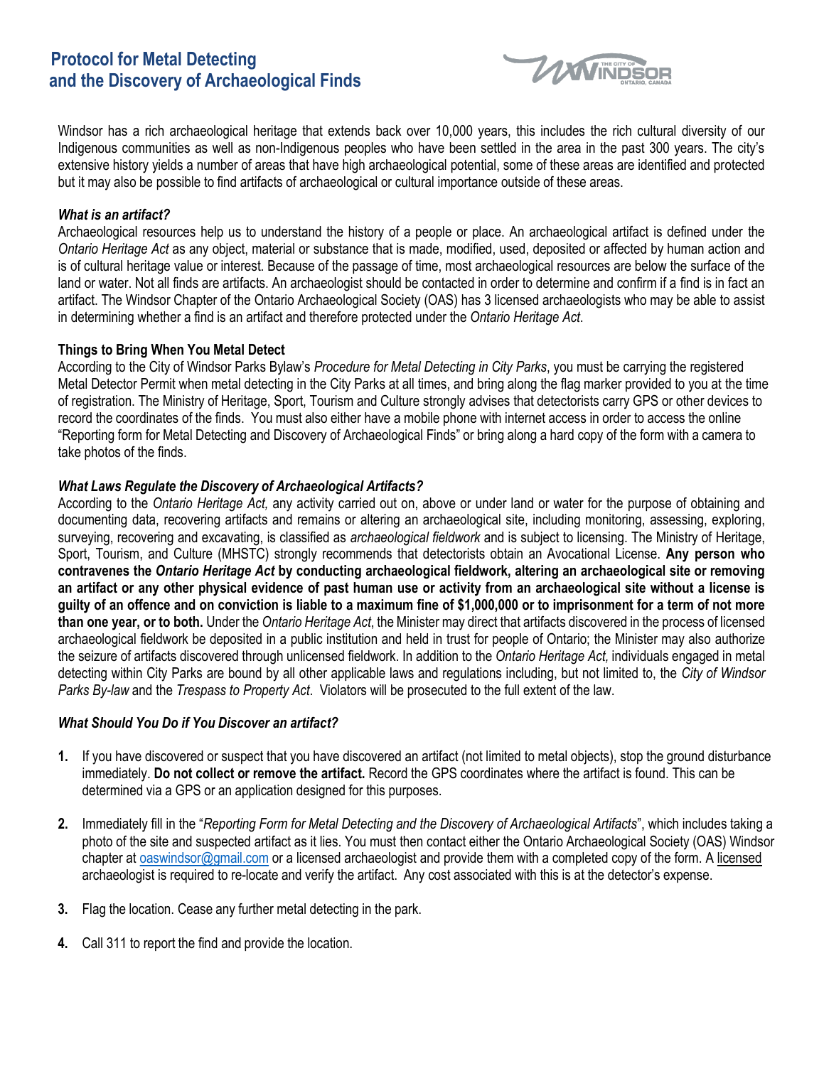# Protocol for Metal Detecting and the Discovery of Archaeological Finds

Windsor has a rich archaeological heritage that extends back over 10,000 years, this includes the rich cultural diversity of our Indigenous communities as well as non-Indigenous peoples who have been settled in the area in the past 300 years. The city's extensive history yields a number of areas that have high archaeological potential, some of these areas are identified and protected but it may also be possible to find artifacts of archaeological or cultural importance outside of these areas.

### *What is an artifact?*

Archaeological resources help us to understand the history of a people or place. An archaeological artifact is defined under the *Ontario Heritage Act* as any object, material or substance that is made, modified, used, deposited or affected by human action and is of cultural heritage value or interest. Because of the passage of time, most archaeological resources are below the surface of the land or water. Not all finds are artifacts. An archaeologist should be contacted in order to determine and confirm if a find is in fact an artifact. The Windsor Chapter of the Ontario Archaeological Society (OAS) has 3 licensed archaeologists who may be able to assist in determining whether a find is an artifact and therefore protected under the *Ontario Heritage Act*.

### Things to Bring When You Metal Detect

According to the City of Windsor Parks Bylaw's *Procedure for Metal Detecting in City Parks*, you must be carrying the registered Metal Detector Permit when metal detecting in the City Parks at all times, and bring along the flag marker provided to you at the time of registration. The Ministry of Heritage, Sport, Tourism and Culture strongly advises that detectorists carry GPS or other devices to record the coordinates of the finds. You must also either have a mobile phone with internet access in order to access the online "Reporting form for Metal Detecting and Discovery of Archaeological Finds" or bring along a hard copy of the form with a camera to take photos of the finds.

### *What Laws Regulate the Discovery of Archaeological Artifacts?*

According to the *Ontario Heritage Act,* any activity carried out on, above or under land or water for the purpose of obtaining and documenting data, recovering artifacts and remains or altering an archaeological site, including monitoring, assessing, exploring, surveying, recovering and excavating, is classified as *archaeological fieldwork* and is subject to licensing. The Ministry of Heritage, Sport, Tourism, and Culture (MHSTC) strongly recommends that detectorists obtain an Avocational License. **Any person who contravenes the *Ontario Heritage Act* by conducting archaeological fieldwork, altering an archaeological site or removing an artifact or any other physical evidence of past human use or activity from an archaeological site without a license is guilty of an offence and on conviction is liable to a maximum fine of $1,000,000 or to imprisonment for a term of not more than one year, or to both.** Under the *Ontario Heritage Act*, the Minister may direct that artifacts discovered in the process of licensed archaeological fieldwork be deposited in a public institution and held in trust for people of Ontario; the Minister may also authorize the seizure of artifacts discovered through unlicensed fieldwork. In addition to the *Ontario Heritage Act,* individuals engaged in metal detecting within City Parks are bound by all other applicable laws and regulations including, but not limited to, the *City of Windsor Parks By-law* and the *Trespass to Property Act*. Violators will be prosecuted to the full extent of the law.

### *What Should You Do if You Discover an artifact?*

1. If you have discovered or suspect that you have discovered an artifact (not limited to metal objects), stop the ground disturbance immediately. **Do not collect or remove the artifact.** Record the GPS coordinates where the artifact is found. This can be determined via a GPS or an application designed for this purposes.

2. Immediately fill in the "*Reporting Form for Metal Detecting and the Discovery of Archaeological Artifacts*", which includes taking a photo of the site and suspected artifact as it lies. You must then contact either the Ontario Archaeological Society (OAS) Windsor chapter at oaswindsor@gmail.com or a licensed archaeologist and provide them with a completed copy of the form. A licensed archaeologist is required to re-locate and verify the artifact. Any cost associated with this is at the detector's expense.

3. Flag the location. Cease any further metal detecting in the park.

4. Call 311 to report the find and provide the location.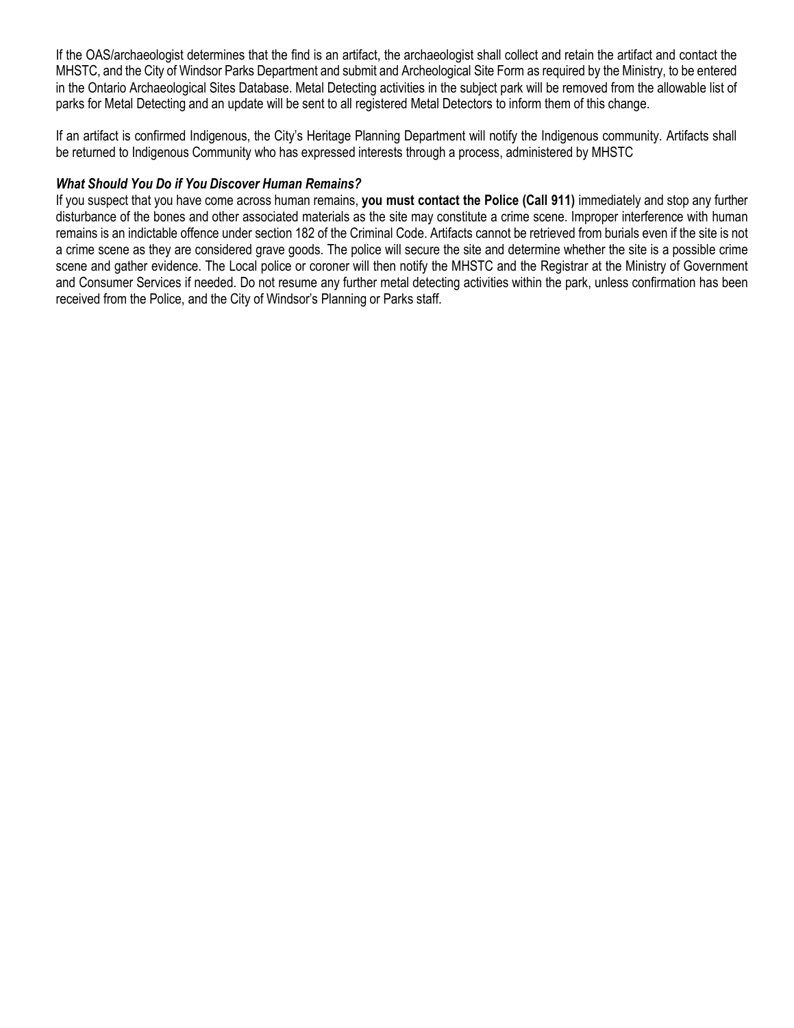If the OAS/archaeologist determines that the find is an artifact, the archaeologist shall collect and retain the artifact and contact the MHSTC, and the City of Windsor Parks Department and submit and Archeological Site Form as required by the Ministry, to be entered in the Ontario Archaeological Sites Database. Metal Detecting activities in the subject park will be removed from the allowable list of parks for Metal Detecting and an update will be sent to all registered Metal Detectors to inform them of this change.

If an artifact is confirmed Indigenous, the City's Heritage Planning Department will notify the Indigenous community. Artifacts shall be returned to Indigenous Community who has expressed interests through a process, administered by MHSTC

***What Should You Do if You Discover Human Remains?***

If you suspect that you have come across human remains, **you must contact the Police (Call 911)** immediately and stop any further disturbance of the bones and other associated materials as the site may constitute a crime scene. Improper interference with human remains is an indictable offence under section 182 of the Criminal Code. Artifacts cannot be retrieved from burials even if the site is not a crime scene as they are considered grave goods. The police will secure the site and determine whether the site is a possible crime scene and gather evidence. The Local police or coroner will then notify the MHSTC and the Registrar at the Ministry of Government and Consumer Services if needed. Do not resume any further metal detecting activities within the park, unless confirmation has been received from the Police, and the City of Windsor's Planning or Parks staff.